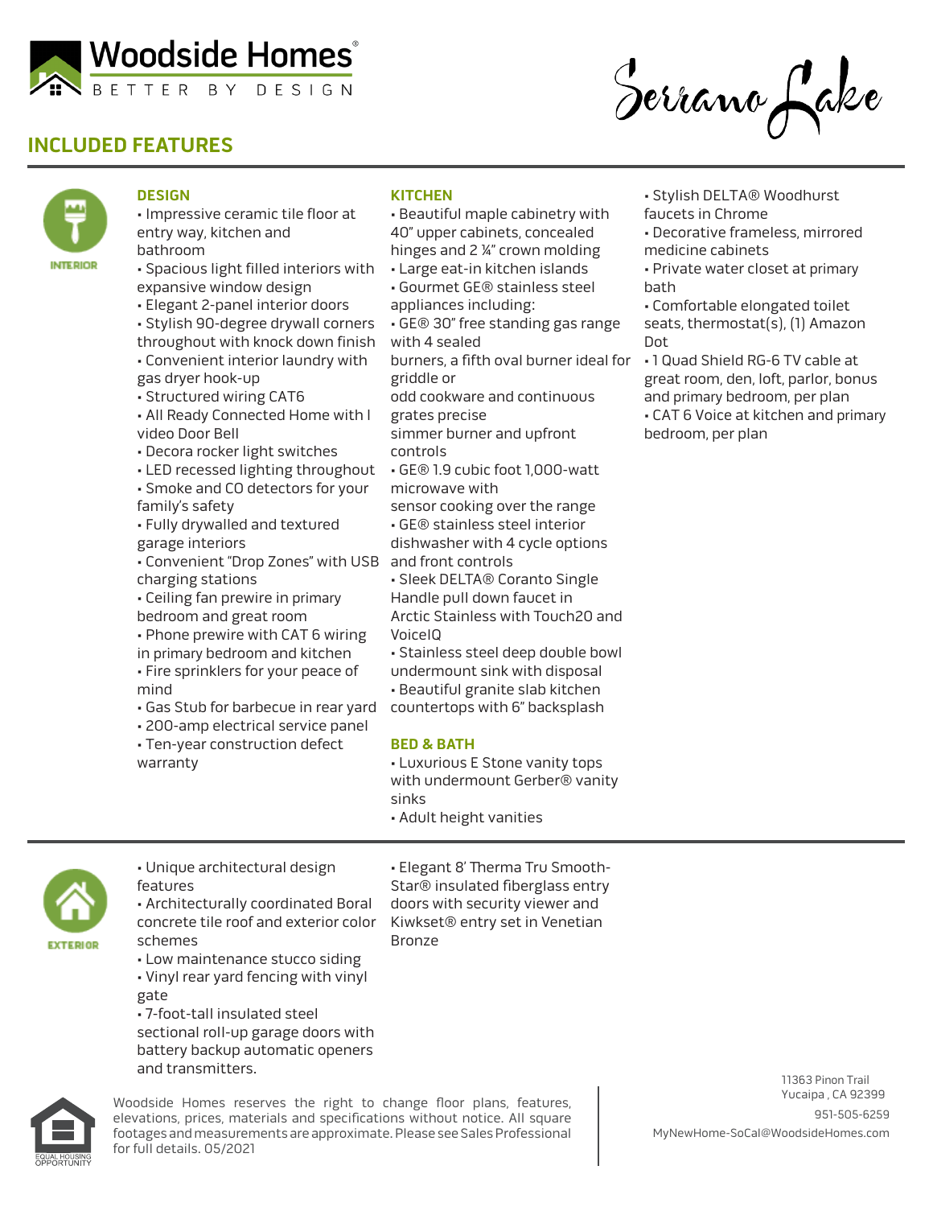Woodside Homes®

BETTER BY DESIGN

Serrano Lake

## INCLUDED FEATURES

INTERIOR

### DESIGN

- Impressive ceramic tile floor at entry way, kitchen and bathroom
- Spacious light filled interiors with expansive window design
- Elegant 2-panel interior doors
- Stylish 90-degree drywall corners throughout with knock down finish
- Convenient interior laundry with gas dryer hook-up
- Structured wiring CAT6
- All Ready Connected Home with I video Door Bell
- Decora rocker light switches
- LED recessed lighting throughout
- Smoke and CO detectors for your family's safety
- Fully drywalled and textured garage interiors
- Convenient "Drop Zones" with USB charging stations
- Ceiling fan prewire in primary bedroom and great room
- Phone prewire with CAT 6 wiring in primary bedroom and kitchen
- Fire sprinklers for your peace of mind
- Gas Stub for barbecue in rear yard
- 200-amp electrical service panel
- Ten-year construction defect warranty

### KITCHEN

- Beautiful maple cabinetry with 40" upper cabinets, concealed hinges and 2 ¼" crown molding
- Large eat-in kitchen islands
- Gourmet GE® stainless steel appliances including:
- GE® 30" free standing gas range with 4 sealed burners, a fifth oval burner ideal for griddle or odd cookware and continuous grates precise simmer burner and upfront controls
- GE® 1.9 cubic foot 1,000-watt microwave with sensor cooking over the range
- GE® stainless steel interior dishwasher with 4 cycle options and front controls
- Sleek DELTA® Coranto Single Handle pull down faucet in Arctic Stainless with Touch2O and VoiceIQ
- Stainless steel deep double bowl undermount sink with disposal
- Beautiful granite slab kitchen countertops with 6" backsplash

### BED & BATH

- Luxurious E Stone vanity tops with undermount Gerber® vanity sinks
- Adult height vanities
- Stylish DELTA® Woodhurst faucets in Chrome
- Decorative frameless, mirrored medicine cabinets
- Private water closet at primary bath
- Comfortable elongated toilet seats, thermostat(s), (1) Amazon Dot
- 1 Quad Shield RG-6 TV cable at great room, den, loft, parlor, bonus and primary bedroom, per plan
- CAT 6 Voice at kitchen and primary bedroom, per plan

EXTERIOR

- Unique architectural design features
- Architecturally coordinated Boral concrete tile roof and exterior color schemes
- Low maintenance stucco siding
- Vinyl rear yard fencing with vinyl gate
- 7-foot-tall insulated steel sectional roll-up garage doors with battery backup automatic openers and transmitters.
- Elegant 8' Therma Tru Smooth-Star® insulated fiberglass entry doors with security viewer and Kwikset® entry set in Venetian Bronze

EQUAL HOUSING OPPORTUNITY

Woodside Homes reserves the right to change floor plans, features, elevations, prices, materials and specifications without notice. All square footages and measurements are approximate. Please see Sales Professional for full details. 05/2021

11363 Pinon Trail
Yucaipa , CA 92399
951-505-6259
MyNewHome-SoCal@WoodsideHomes.com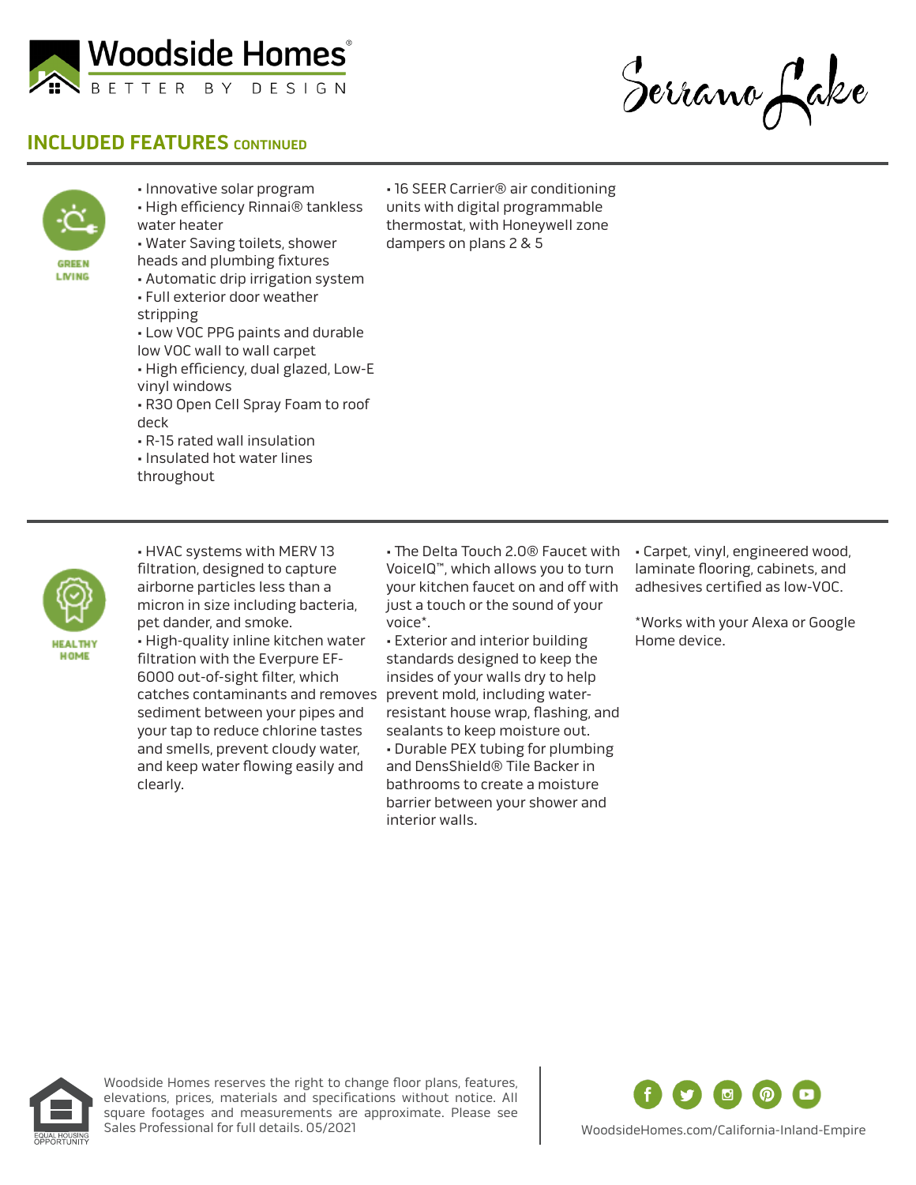## INCLUDED FEATURES CONTINUED

### GREEN LIVING

- Innovative solar program
- High efficiency Rinnai® tankless water heater
- Water Saving toilets, shower heads and plumbing fixtures
- Automatic drip irrigation system
- Full exterior door weather stripping
- Low VOC PPG paints and durable low VOC wall to wall carpet
- High efficiency, dual glazed, Low-E vinyl windows
- R30 Open Cell Spray Foam to roof deck
- R-15 rated wall insulation
- Insulated hot water lines throughout
- 16 SEER Carrier® air conditioning units with digital programmable thermostat, with Honeywell zone dampers on plans 2 & 5

### HEALTHY HOME

- HVAC systems with MERV 13 filtration, designed to capture airborne particles less than a micron in size including bacteria, pet dander, and smoke.
- High-quality inline kitchen water filtration with the Everpure EF-6000 out-of-sight filter, which catches contaminants and removes sediment between your pipes and your tap to reduce chlorine tastes and smells, prevent cloudy water, and keep water flowing easily and clearly.
- The Delta Touch 2.0® Faucet with VoiceIQ™, which allows you to turn your kitchen faucet on and off with just a touch or the sound of your voice*.
- Exterior and interior building standards designed to keep the insides of your walls dry to help prevent mold, including water-resistant house wrap, flashing, and sealants to keep moisture out.
- Durable PEX tubing for plumbing and DensShield® Tile Backer in bathrooms to create a moisture barrier between your shower and interior walls.
- Carpet, vinyl, engineered wood, laminate flooring, cabinets, and adhesives certified as low-VOC.

*Works with your Alexa or Google Home device.

Woodside Homes reserves the right to change floor plans, features, elevations, prices, materials and specifications without notice. All square footages and measurements are approximate. Please see Sales Professional for full details. 05/2021

WoodsideHomes.com/California-Inland-Empire